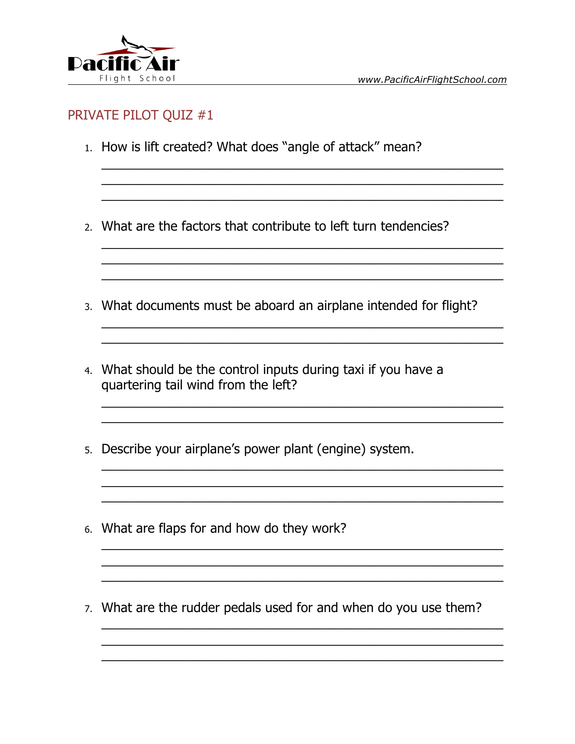Pacific Air Flight School

www.PacificAirFlightSchool.com

## PRIVATE PILOT QUIZ #1

1. How is lift created? What does "angle of attack" mean?

_______________________________________________________________

_______________________________________________________________

_______________________________________________________________

2. What are the factors that contribute to left turn tendencies?

_______________________________________________________________

_______________________________________________________________

_______________________________________________________________

3. What documents must be aboard an airplane intended for flight?

_______________________________________________________________

_______________________________________________________________

4. What should be the control inputs during taxi if you have a quartering tail wind from the left?

_______________________________________________________________

_______________________________________________________________

5. Describe your airplane's power plant (engine) system.

_______________________________________________________________

_______________________________________________________________

_______________________________________________________________

6. What are flaps for and how do they work?

_______________________________________________________________

_______________________________________________________________

_______________________________________________________________

7. What are the rudder pedals used for and when do you use them?

_______________________________________________________________

_______________________________________________________________

_______________________________________________________________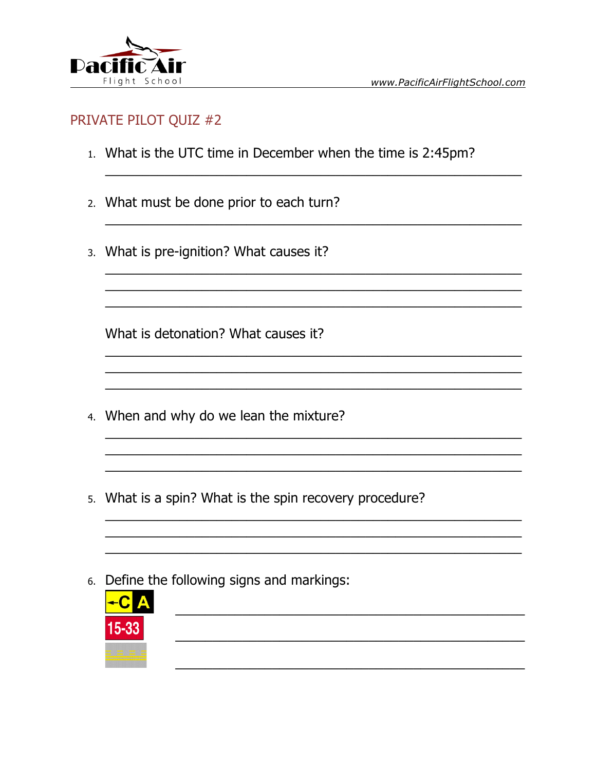## PRIVATE PILOT QUIZ #2

1. What is the UTC time in December when the time is 2:45pm?

   ______________________________________________

2. What must be done prior to each turn?

   ______________________________________________

3. What is pre-ignition? What causes it?

   ______________________________________________
   ______________________________________________
   ______________________________________________

   What is detonation? What causes it?

   ______________________________________________
   ______________________________________________
   ______________________________________________

4. When and why do we lean the mixture?

   ______________________________________________
   ______________________________________________
   ______________________________________________

5. What is a spin? What is the spin recovery procedure?

   ______________________________________________
   ______________________________________________
   ______________________________________________

6. Define the following signs and markings:

   ←C A ______________________________________________

   15-33 ______________________________________________

   ______________________________________________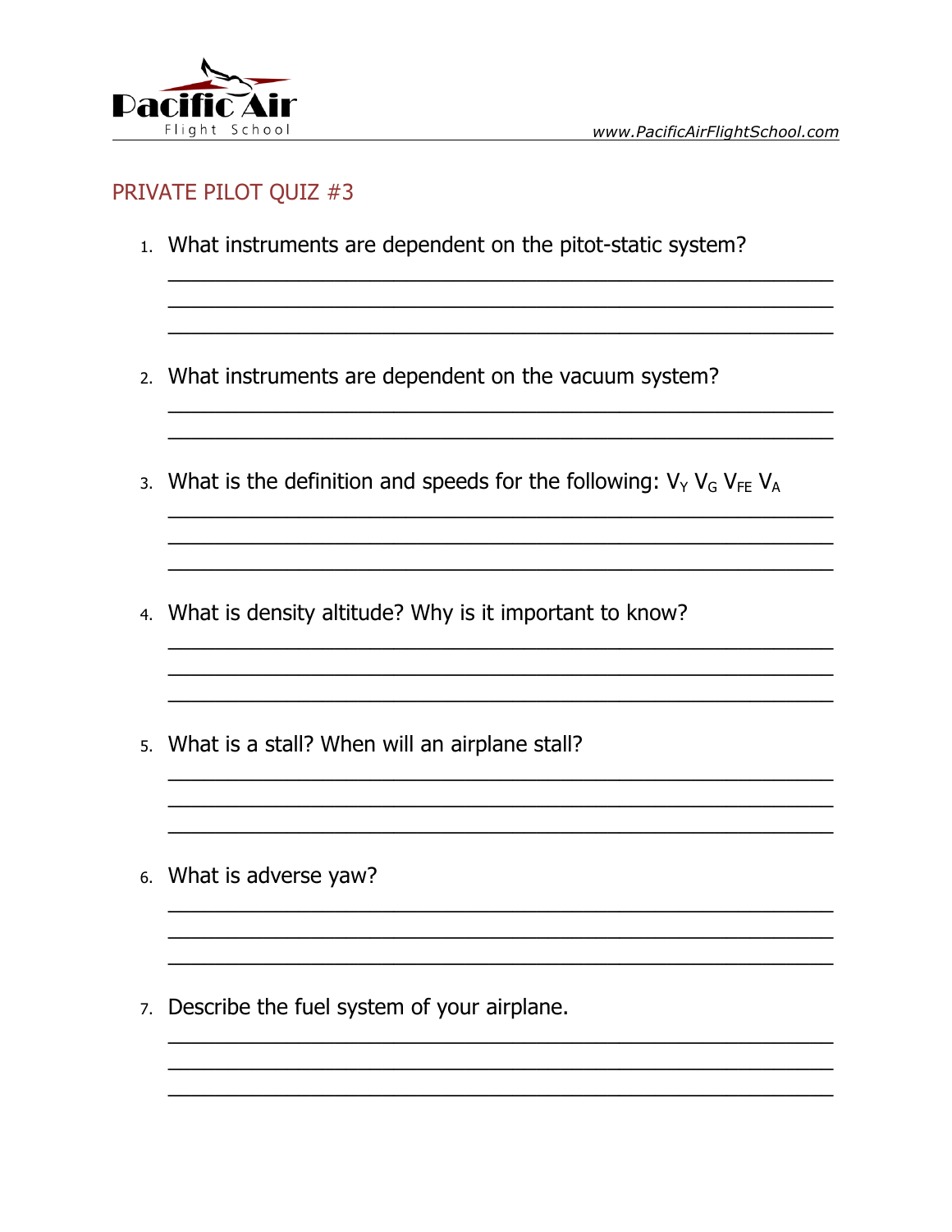## PRIVATE PILOT QUIZ #3

1. What instruments are dependent on the pitot-static system?

_______________________________________________

_______________________________________________

_______________________________________________

2. What instruments are dependent on the vacuum system?

_______________________________________________

_______________________________________________

3. What is the definition and speeds for the following: $V_Y$ $V_G$ $V_{FE}$ $V_A$

_______________________________________________

_______________________________________________

_______________________________________________

4. What is density altitude? Why is it important to know?

_______________________________________________

_______________________________________________

_______________________________________________

5. What is a stall? When will an airplane stall?

_______________________________________________

_______________________________________________

_______________________________________________

6. What is adverse yaw?

_______________________________________________

_______________________________________________

_______________________________________________

7. Describe the fuel system of your airplane.

_______________________________________________

_______________________________________________

_______________________________________________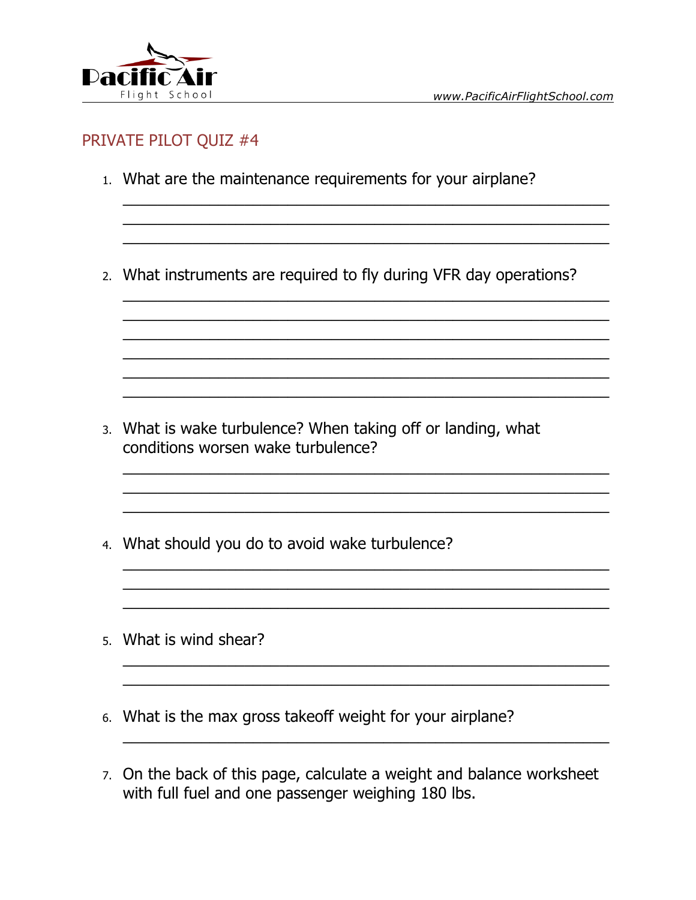## PRIVATE PILOT QUIZ #4

1. What are the maintenance requirements for your airplane?

________________________________________________________________
________________________________________________________________
________________________________________________________________

2. What instruments are required to fly during VFR day operations?

________________________________________________________________
________________________________________________________________
________________________________________________________________
________________________________________________________________
________________________________________________________________
________________________________________________________________

3. What is wake turbulence? When taking off or landing, what conditions worsen wake turbulence?

________________________________________________________________
________________________________________________________________
________________________________________________________________

4. What should you do to avoid wake turbulence?

________________________________________________________________
________________________________________________________________
________________________________________________________________

5. What is wind shear?

________________________________________________________________
________________________________________________________________

6. What is the max gross takeoff weight for your airplane?

________________________________________________________________

7. On the back of this page, calculate a weight and balance worksheet with full fuel and one passenger weighing 180 lbs.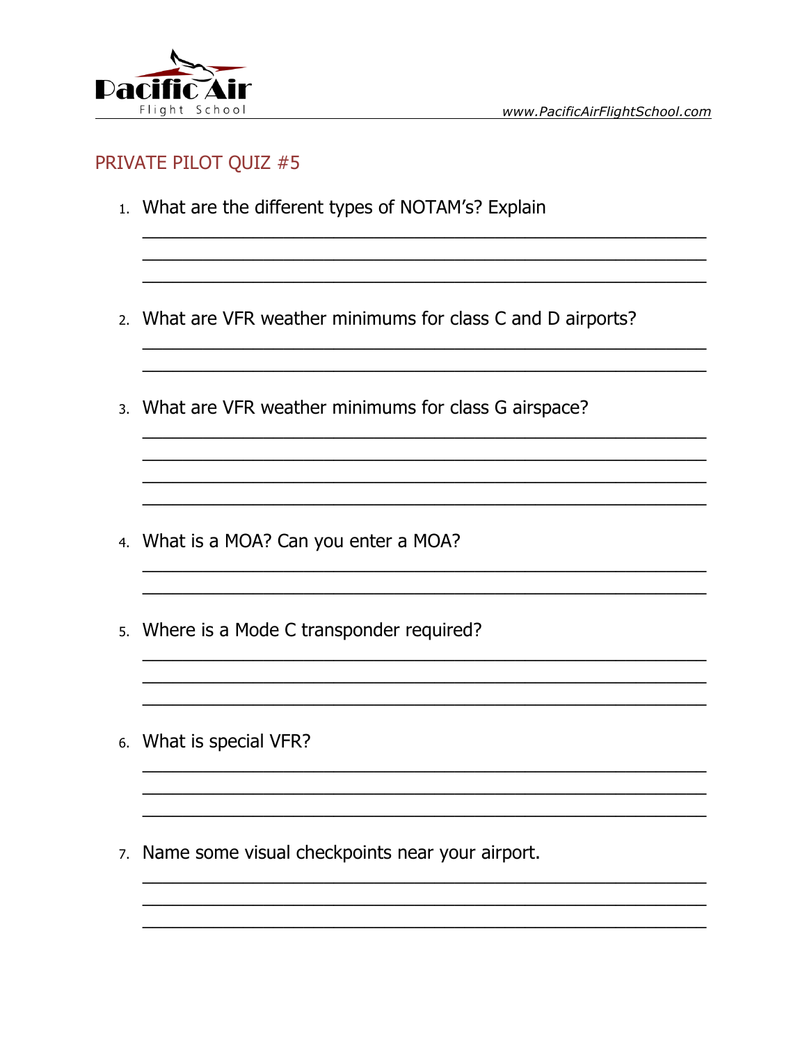## PRIVATE PILOT QUIZ #5

1. What are the different types of NOTAM's? Explain

_______________________________________________________________
_______________________________________________________________
_______________________________________________________________

2. What are VFR weather minimums for class C and D airports?

_______________________________________________________________
_______________________________________________________________

3. What are VFR weather minimums for class G airspace?

_______________________________________________________________
_______________________________________________________________
_______________________________________________________________
_______________________________________________________________

4. What is a MOA? Can you enter a MOA?

_______________________________________________________________
_______________________________________________________________

5. Where is a Mode C transponder required?

_______________________________________________________________
_______________________________________________________________
_______________________________________________________________

6. What is special VFR?

_______________________________________________________________
_______________________________________________________________
_______________________________________________________________

7. Name some visual checkpoints near your airport.

_______________________________________________________________
_______________________________________________________________
_______________________________________________________________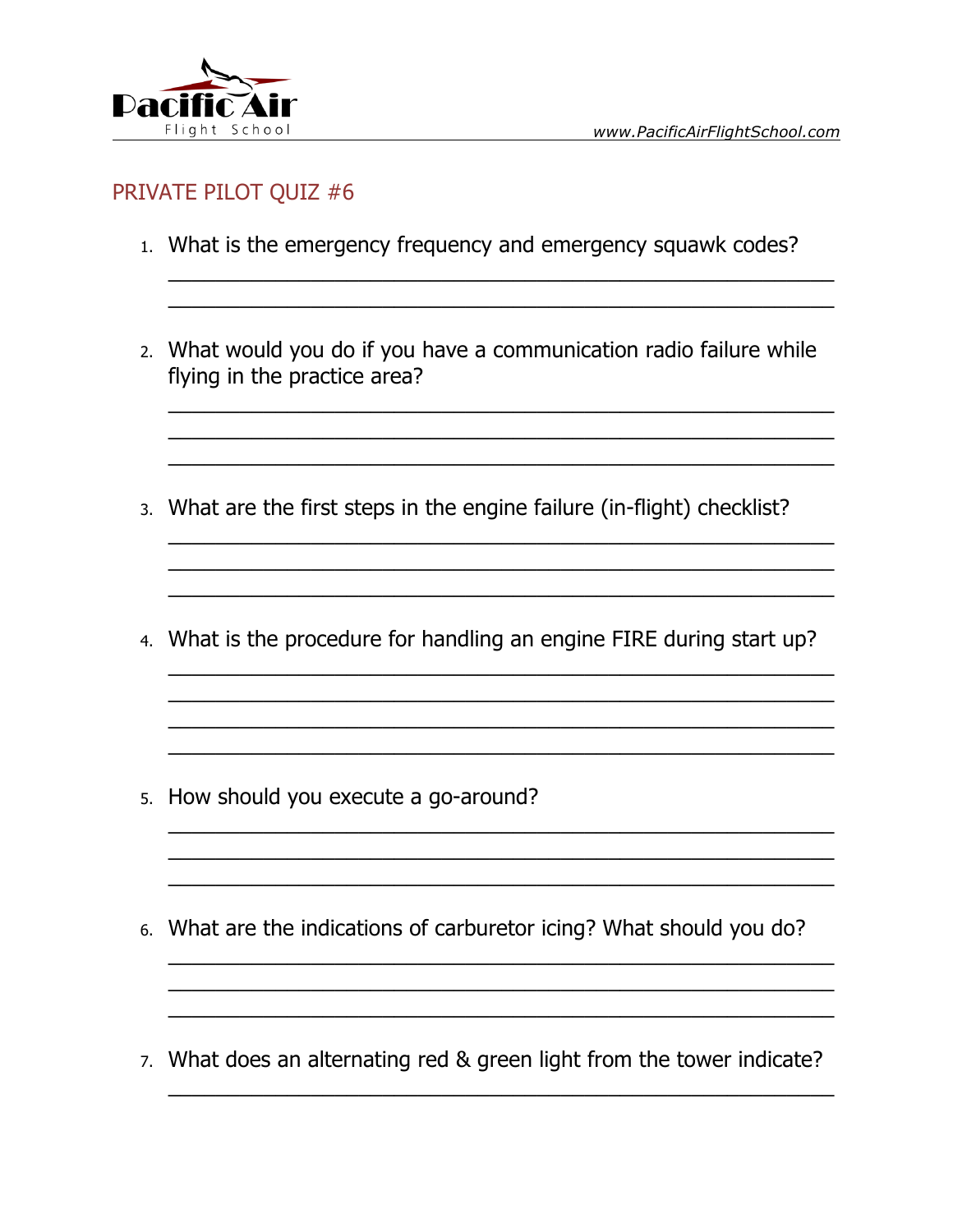# PRIVATE PILOT QUIZ #6

1. What is the emergency frequency and emergency squawk codes?

   ______________________________________________________________

   ______________________________________________________________

2. What would you do if you have a communication radio failure while flying in the practice area?

   ______________________________________________________________

   ______________________________________________________________

   ______________________________________________________________

3. What are the first steps in the engine failure (in-flight) checklist?

   ______________________________________________________________

   ______________________________________________________________

   ______________________________________________________________

4. What is the procedure for handling an engine FIRE during start up?

   ______________________________________________________________

   ______________________________________________________________

   ______________________________________________________________

   ______________________________________________________________

5. How should you execute a go-around?

   ______________________________________________________________

   ______________________________________________________________

   ______________________________________________________________

6. What are the indications of carburetor icing? What should you do?

   ______________________________________________________________

   ______________________________________________________________

   ______________________________________________________________

7. What does an alternating red & green light from the tower indicate?

   ______________________________________________________________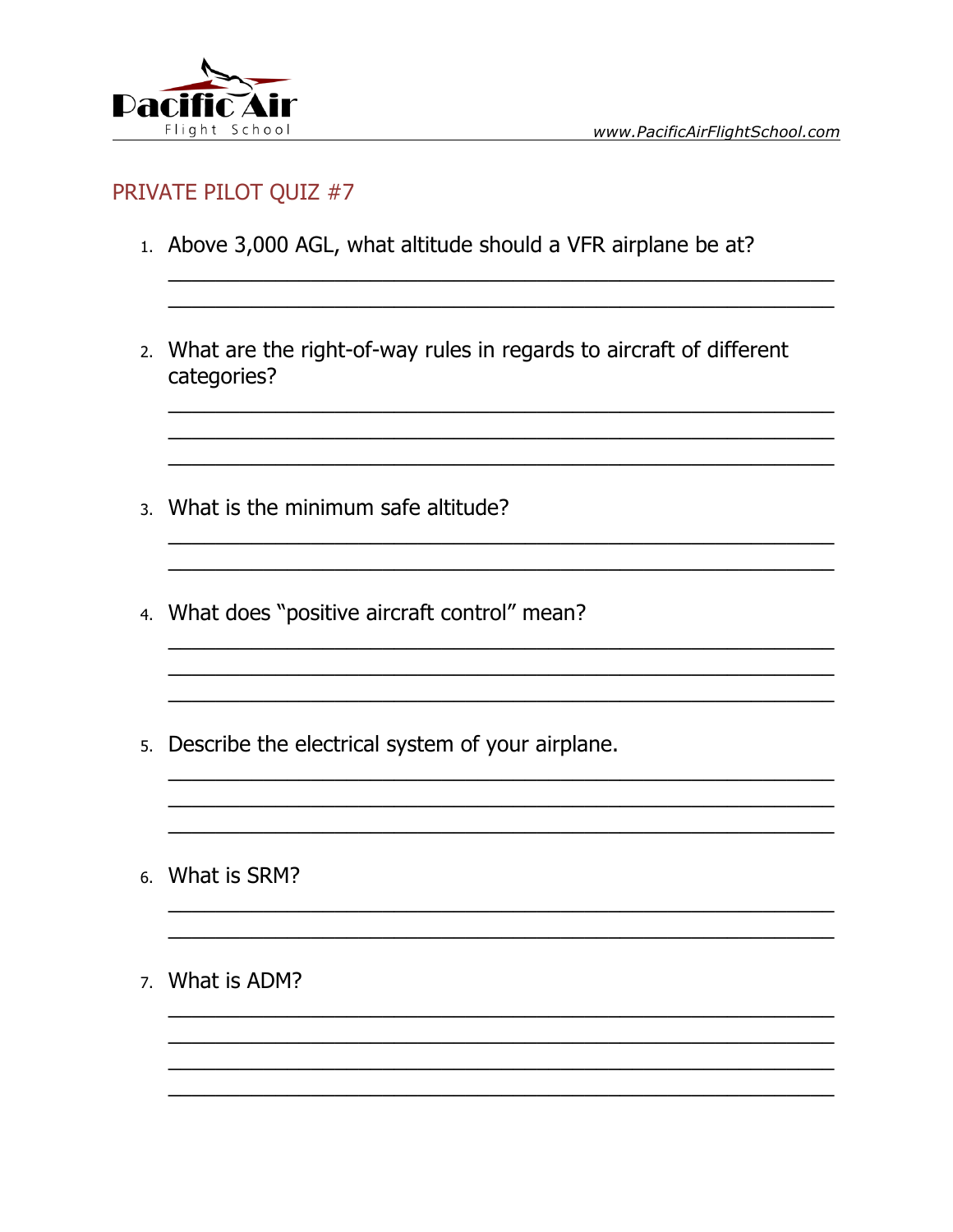# PRIVATE PILOT QUIZ #7

1. Above 3,000 AGL, what altitude should a VFR airplane be at?

2. What are the right-of-way rules in regards to aircraft of different categories?

3. What is the minimum safe altitude?

4. What does "positive aircraft control" mean?

5. Describe the electrical system of your airplane.

6. What is SRM?

7. What is ADM?